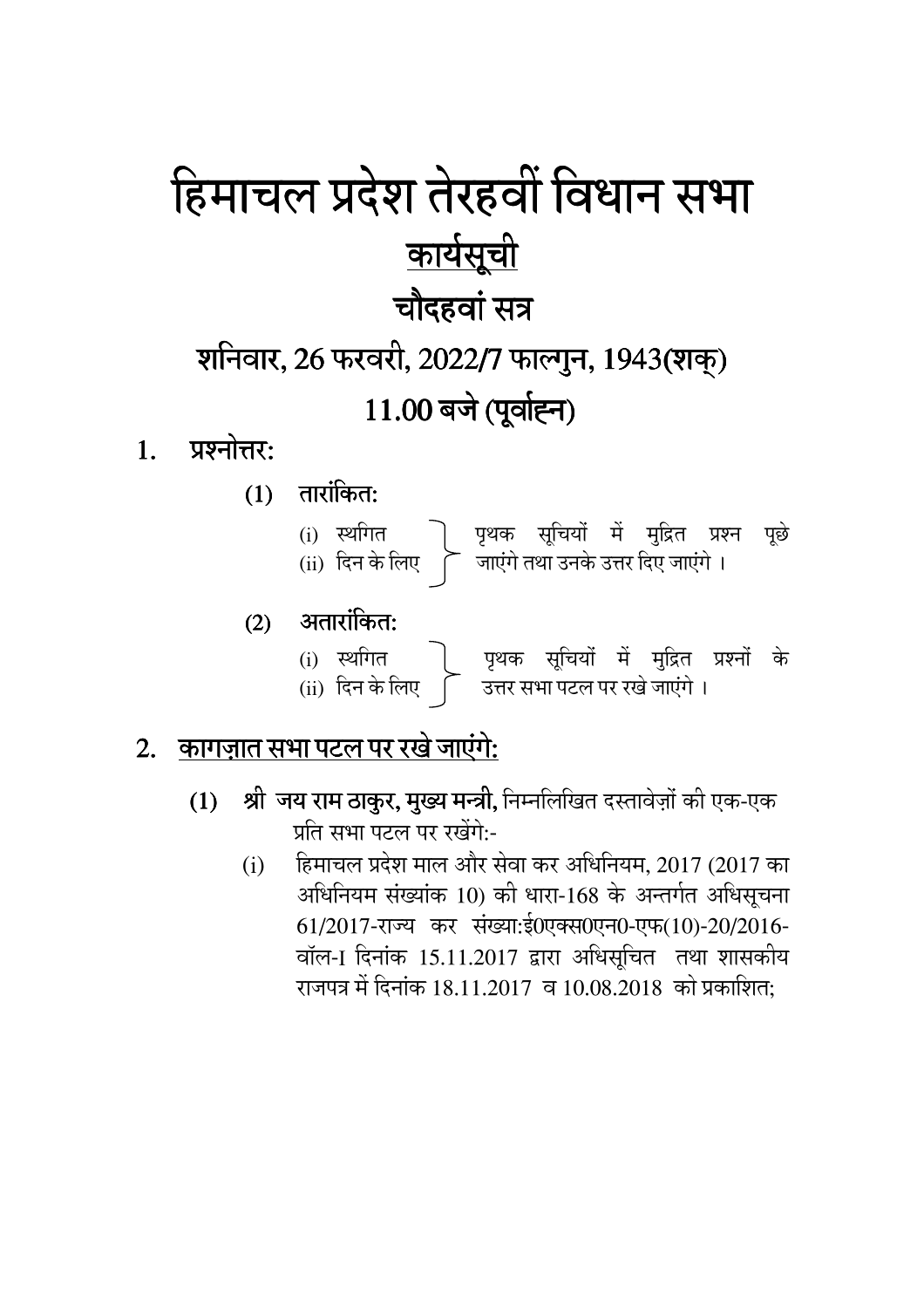# हिमाचल प्रदेश तेरहवीं विधान सभा

## <u>कार्यसूची</u>

## चौदहवां सत्र

### शनिवार, 26 फरवरी, 2022/7 फाल्गुन, 1943(शक्)

### 11.00 बजे (पूर्वाह्न)

1. **प्रश्नोत्तर:**

   (1) **तारांकित:**

   (i) स्थगित
   (ii) दिन के लिए

   } पृथक सूचियों में मुद्रित प्रश्न पूछे जाएंगे तथा उनके उत्तर दिए जाएंगे ।

   (2) **अतारांकित:**

   (i) स्थगित
   (ii) दिन के लिए

   } पृथक सूचियों में मुद्रित प्रश्नों के उत्तर सभा पटल पर रखे जाएंगे ।

2. **<u>कागज़ात सभा पटल पर रखे जाएंगे:</u>**

   (1) **श्री जय राम ठाकुर, मुख्य मन्त्री,** निम्नलिखित दस्तावेज़ों की एक-एक प्रति सभा पटल पर रखेंगे:-

   (i) हिमाचल प्रदेश माल और सेवा कर अधिनियम, 2017 (2017 का अधिनियम संख्यांक 10) की धारा-168 के अन्तर्गत अधिसूचना 61/2017-राज्य कर संख्या:ई0एक्स0एन0-एफ(10)-20/2016-वॉल-I दिनांक 15.11.2017 द्वारा अधिसूचित तथा शासकीय राजपत्र में दिनांक 18.11.2017 व 10.08.2018 को प्रकाशित;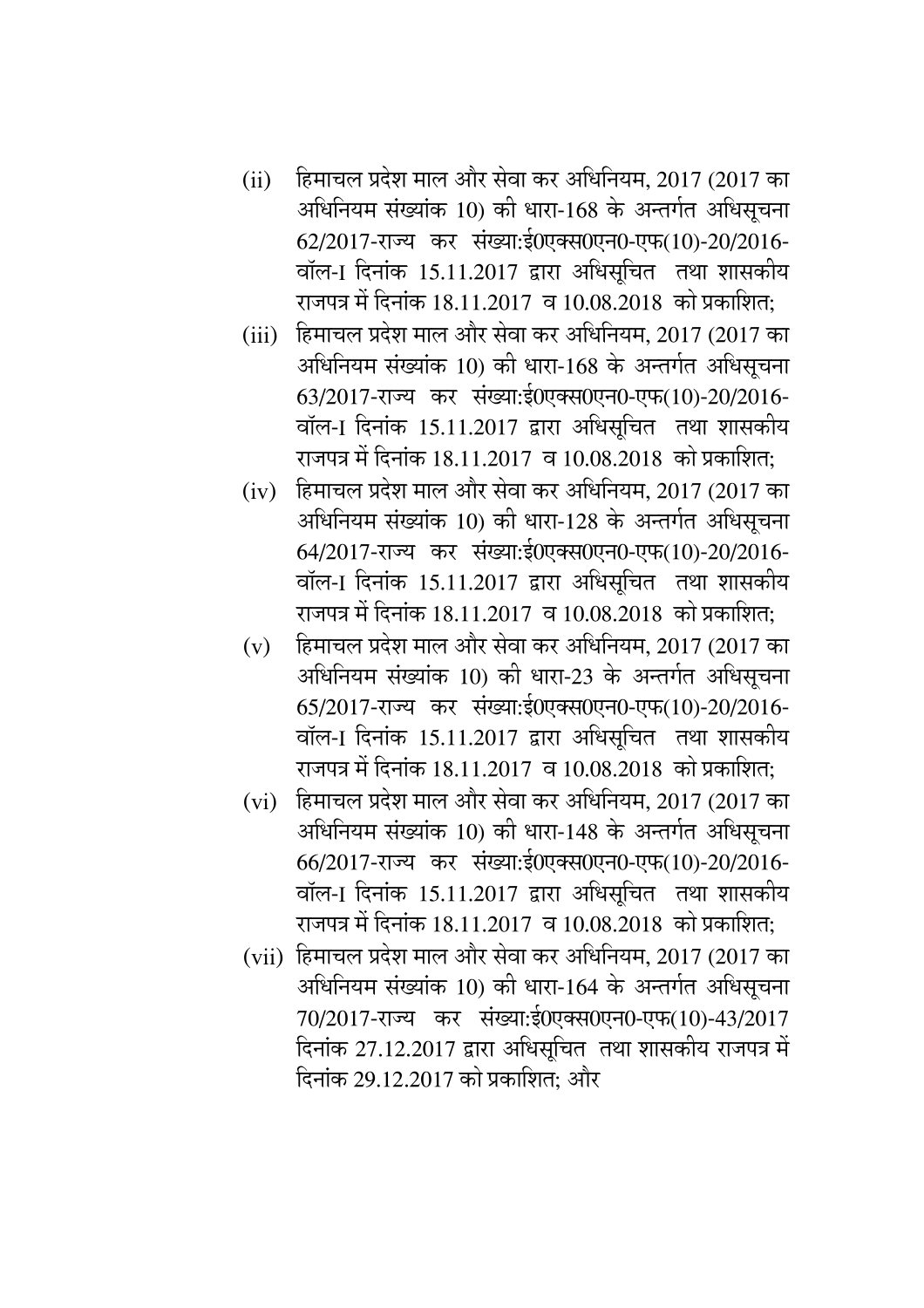(ii) हिमाचल प्रदेश माल और सेवा कर अधिनियम, 2017 (2017 का अधिनियम संख्यांक 10) की धारा-168 के अन्तर्गत अधिसूचना 62/2017-राज्य कर संख्या:ई0एक्स0एन0-एफ(10)-20/2016-वॉल-I दिनांक 15.11.2017 द्वारा अधिसूचित तथा शासकीय राजपत्र में दिनांक 18.11.2017 व 10.08.2018 को प्रकाशित;

(iii) हिमाचल प्रदेश माल और सेवा कर अधिनियम, 2017 (2017 का अधिनियम संख्यांक 10) की धारा-168 के अन्तर्गत अधिसूचना 63/2017-राज्य कर संख्या:ई0एक्स0एन0-एफ(10)-20/2016-वॉल-I दिनांक 15.11.2017 द्वारा अधिसूचित तथा शासकीय राजपत्र में दिनांक 18.11.2017 व 10.08.2018 को प्रकाशित;

(iv) हिमाचल प्रदेश माल और सेवा कर अधिनियम, 2017 (2017 का अधिनियम संख्यांक 10) की धारा-128 के अन्तर्गत अधिसूचना 64/2017-राज्य कर संख्या:ई0एक्स0एन0-एफ(10)-20/2016-वॉल-I दिनांक 15.11.2017 द्वारा अधिसूचित तथा शासकीय राजपत्र में दिनांक 18.11.2017 व 10.08.2018 को प्रकाशित;

(v) हिमाचल प्रदेश माल और सेवा कर अधिनियम, 2017 (2017 का अधिनियम संख्यांक 10) की धारा-23 के अन्तर्गत अधिसूचना 65/2017-राज्य कर संख्या:ई0एक्स0एन0-एफ(10)-20/2016-वॉल-I दिनांक 15.11.2017 द्वारा अधिसूचित तथा शासकीय राजपत्र में दिनांक 18.11.2017 व 10.08.2018 को प्रकाशित;

(vi) हिमाचल प्रदेश माल और सेवा कर अधिनियम, 2017 (2017 का अधिनियम संख्यांक 10) की धारा-148 के अन्तर्गत अधिसूचना 66/2017-राज्य कर संख्या:ई0एक्स0एन0-एफ(10)-20/2016-वॉल-I दिनांक 15.11.2017 द्वारा अधिसूचित तथा शासकीय राजपत्र में दिनांक 18.11.2017 व 10.08.2018 को प्रकाशित;

(vii) हिमाचल प्रदेश माल और सेवा कर अधिनियम, 2017 (2017 का अधिनियम संख्यांक 10) की धारा-164 के अन्तर्गत अधिसूचना 70/2017-राज्य कर संख्या:ई0एक्स0एन0-एफ(10)-43/2017 दिनांक 27.12.2017 द्वारा अधिसूचित तथा शासकीय राजपत्र में दिनांक 29.12.2017 को प्रकाशित; और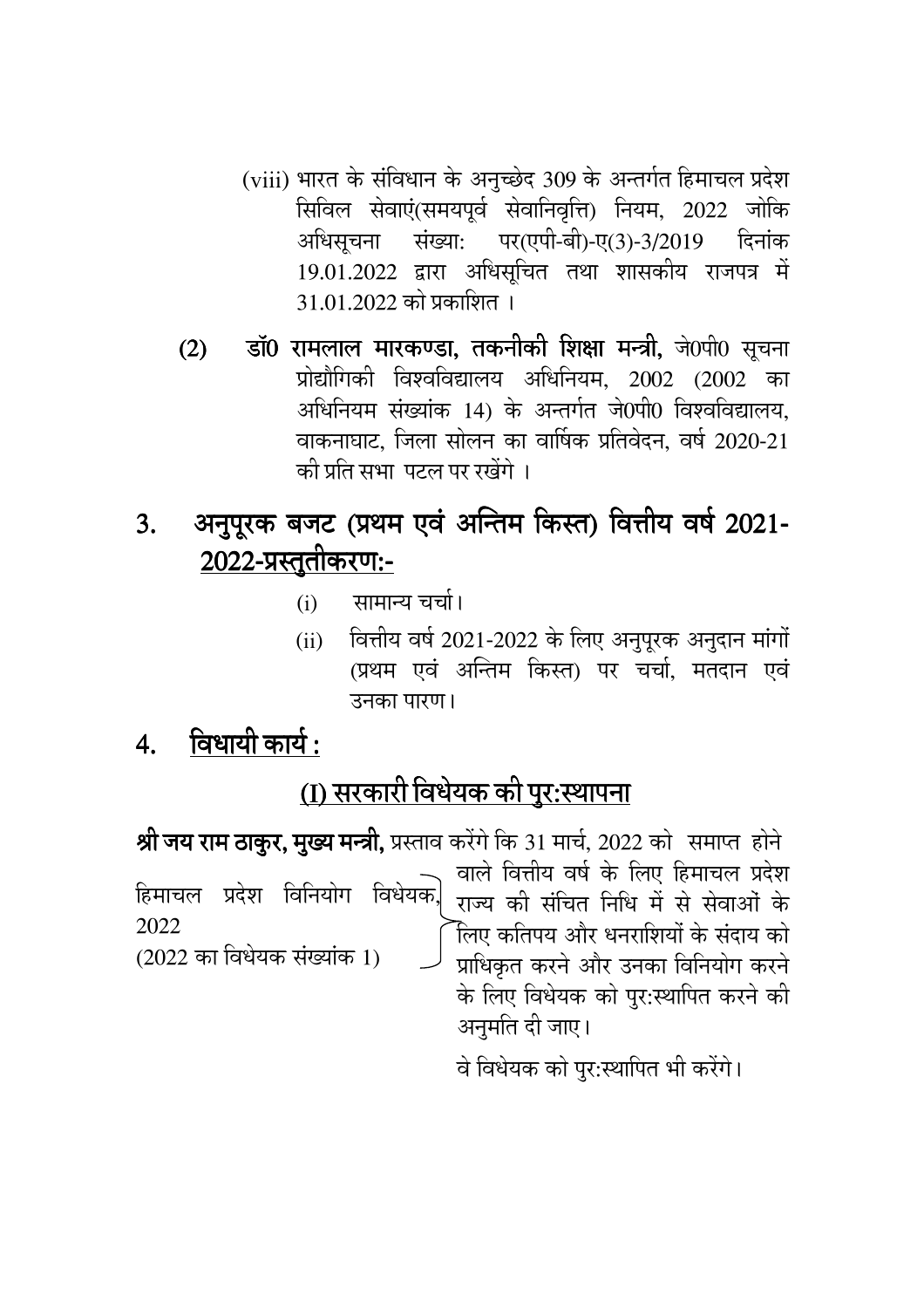(viii) भारत के संविधान के अनुच्छेद 309 के अन्तर्गत हिमाचल प्रदेश सिविल सेवाएं(समयपूर्व सेवानिवृत्ति) नियम, 2022 जोकि अधिसूचना संख्या: पर(एपी-बी)-ए(3)-3/2019 दिनांक 19.01.2022 द्वारा अधिसूचित तथा शासकीय राजपत्र में 31.01.2022 को प्रकाशित ।

(2) **डॉ0 रामलाल मारकण्डा, तकनीकी शिक्षा मन्त्री,** जे0पी0 सूचना प्रोद्यौगिकी विश्वविद्यालय अधिनियम, 2002 (2002 का अधिनियम संख्यांक 14) के अन्तर्गत जे0पी0 विश्वविद्यालय, वाकनाघाट, जिला सोलन का वार्षिक प्रतिवेदन, वर्ष 2020-21 की प्रति सभा पटल पर रखेंगे ।

## 3. अनुपूरक बजट (प्रथम एवं अन्तिम किस्त) वित्तीय वर्ष 2021-2022-प्रस्तुतीकरण:-

(i) सामान्य चर्चा।

(ii) वित्तीय वर्ष 2021-2022 के लिए अनुपूरक अनुदान मांगों (प्रथम एवं अन्तिम किस्त) पर चर्चा, मतदान एवं उनका पारण।

## 4. विधायी कार्य :

### (I) सरकारी विधेयक की पुर:स्थापना

**श्री जय राम ठाकुर, मुख्य मन्त्री,** प्रस्ताव करेंगे कि 31 मार्च, 2022 को समाप्त होने वाले वित्तीय वर्ष के लिए हिमाचल प्रदेश राज्य की संचित निधि में से सेवाओं के लिए कतिपय और धनराशियों के संदाय को प्राधिकृत करने और उनका विनियोग करने के लिए विधेयक को पुर:स्थापित करने की अनुमति दी जाए।

हिमाचल प्रदेश विनियोग विधेयक, 2022
(2022 का विधेयक संख्यांक 1)

वे विधेयक को पुर:स्थापित भी करेंगे।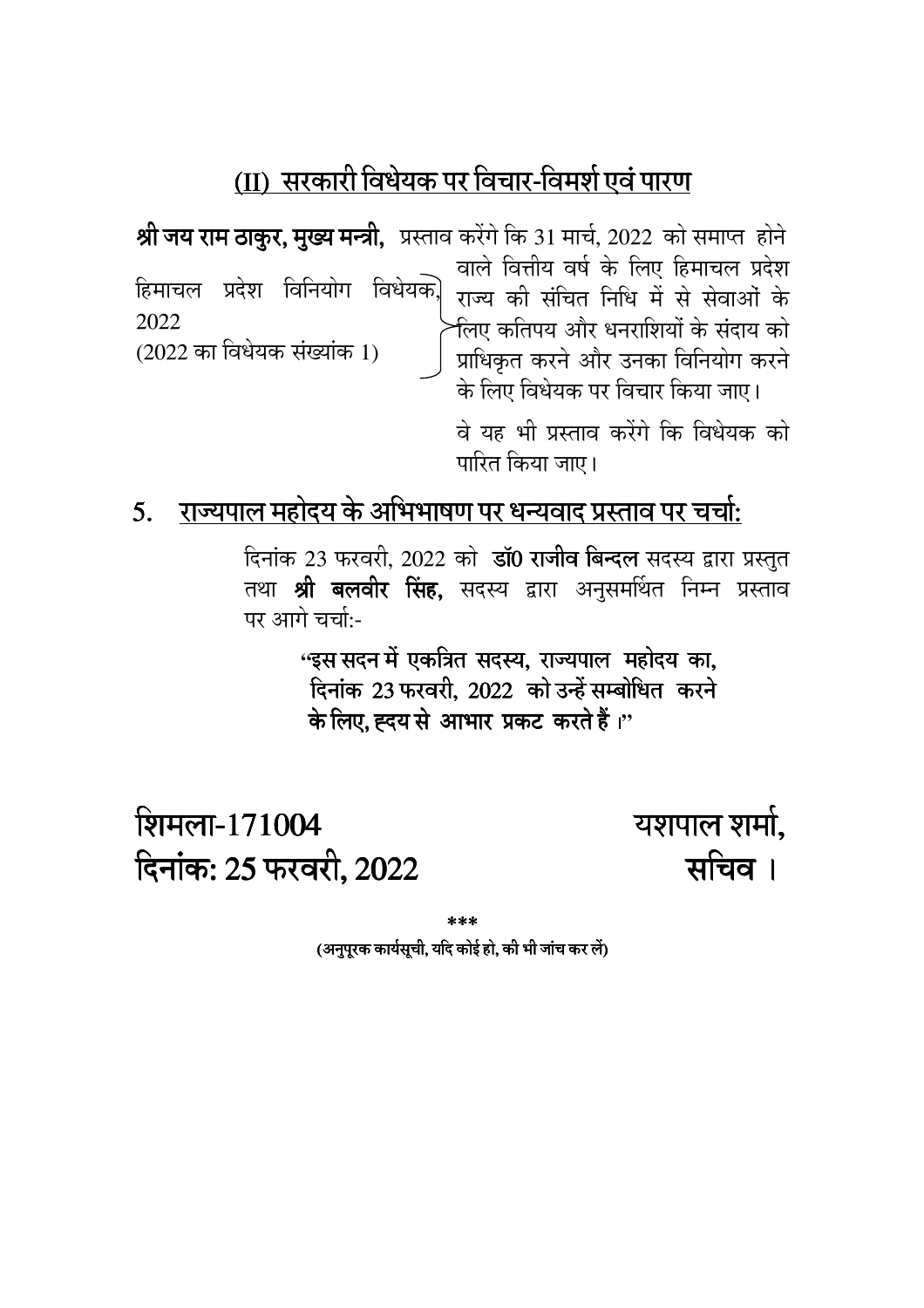## (II) सरकारी विधेयक पर विचार-विमर्श एवं पारण

**श्री जय राम ठाकुर, मुख्य मन्त्री,** प्रस्ताव करेंगे कि 31 मार्च, 2022 को समाप्त होने वाले वित्तीय वर्ष के लिए हिमाचल प्रदेश राज्य की संचित निधि में से सेवाओं के लिए कतिपय और धनराशियों के संदाय को प्राधिकृत करने और उनका विनियोग करने के लिए विधेयक पर विचार किया जाए।

हिमाचल प्रदेश विनियोग विधेयक, 2022
(2022 का विधेयक संख्यांक 1)

वे यह भी प्रस्ताव करेंगे कि विधेयक को पारित किया जाए।

## 5. राज्यपाल महोदय के अभिभाषण पर धन्यवाद प्रस्ताव पर चर्चा:

दिनांक 23 फरवरी, 2022 को **डॉ0 राजीव बिन्दल** सदस्य द्वारा प्रस्तुत तथा **श्री बलवीर सिंह,** सदस्य द्वारा अनुसमर्थित निम्न प्रस्ताव पर आगे चर्चा:-

> **"इस सदन में एकत्रित सदस्य, राज्यपाल महोदय का, दिनांक 23 फरवरी, 2022 को उन्हें सम्बोधित करने के लिए, हृदय से आभार प्रकट करते हैं।"**

शिमला-171004
दिनांक: 25 फरवरी, 2022

यशपाल शर्मा,
सचिव ।

\*\*\*

**(अनुपूरक कार्यसूची, यदि कोई हो, की भी जांच कर लें)**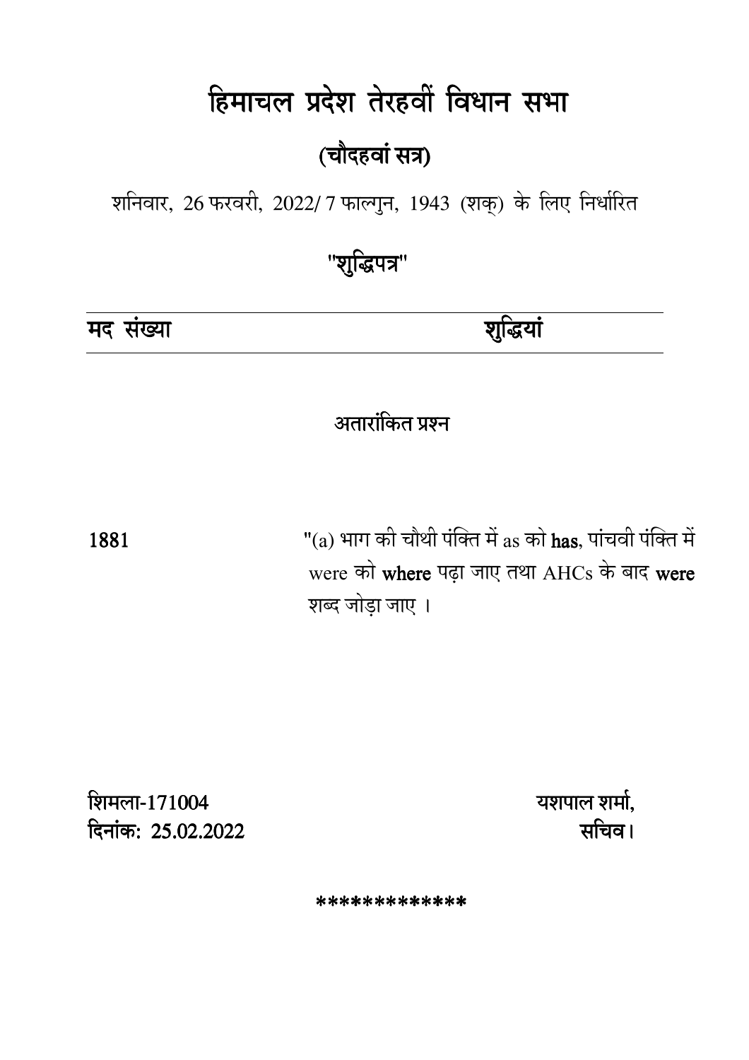# हिमाचल प्रदेश तेरहवीं विधान सभा

## (चौदहवां सत्र)

शनिवार, 26 फरवरी, 2022/ 7 फाल्गुन, 1943 (शक्) के लिए निर्धारित

## "शुद्धिपत्र"

| मद संख्या | शुद्धियां |
|---|---|

### अतारांकित प्रश्न

| | |
|---|---|
| **1881** | "(a) भाग की चौथी पंक्ति में as को **has**, पांचवी पंक्ति में were को **where** पढ़ा जाए तथा AHCs के बाद **were** शब्द जोड़ा जाए । |

शिमला-171004
दिनांक: 25.02.2022

यशपाल शर्मा,
सचिव।

*************